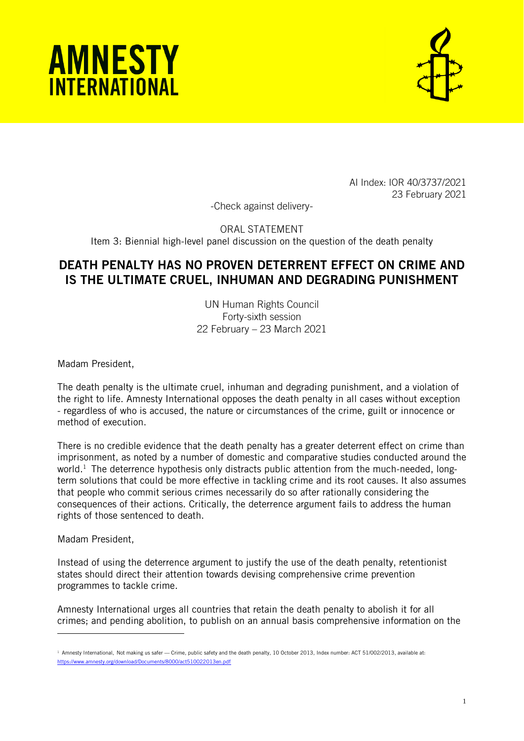# AMNESTY INTERNATIONAL

AI Index: IOR 40/3737/2021
23 February 2021

-Check against delivery-

ORAL STATEMENT
Item 3: Biennial high-level panel discussion on the question of the death penalty

## DEATH PENALTY HAS NO PROVEN DETERRENT EFFECT ON CRIME AND IS THE ULTIMATE CRUEL, INHUMAN AND DEGRADING PUNISHMENT

UN Human Rights Council
Forty-sixth session
22 February – 23 March 2021

Madam President,

The death penalty is the ultimate cruel, inhuman and degrading punishment, and a violation of the right to life. Amnesty International opposes the death penalty in all cases without exception - regardless of who is accused, the nature or circumstances of the crime, guilt or innocence or method of execution.

There is no credible evidence that the death penalty has a greater deterrent effect on crime than imprisonment, as noted by a number of domestic and comparative studies conducted around the world.[1] The deterrence hypothesis only distracts public attention from the much-needed, long-term solutions that could be more effective in tackling crime and its root causes. It also assumes that people who commit serious crimes necessarily do so after rationally considering the consequences of their actions. Critically, the deterrence argument fails to address the human rights of those sentenced to death.

Madam President,

Instead of using the deterrence argument to justify the use of the death penalty, retentionist states should direct their attention towards devising comprehensive crime prevention programmes to tackle crime.

Amnesty International urges all countries that retain the death penalty to abolish it for all crimes; and pending abolition, to publish on an annual basis comprehensive information on the

---

[1] Amnesty International, Not making us safer — Crime, public safety and the death penalty, 10 October 2013, Index number: ACT 51/002/2013, available at: https://www.amnesty.org/download/Documents/8000/act510022013en.pdf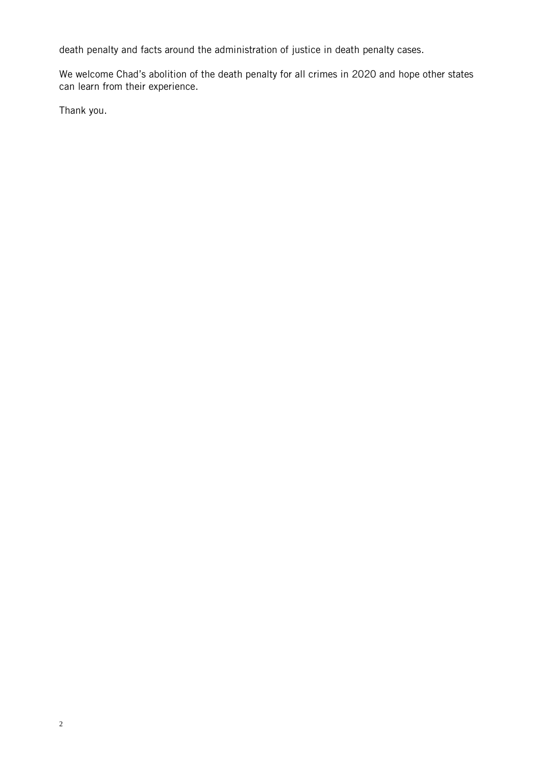death penalty and facts around the administration of justice in death penalty cases.

We welcome Chad's abolition of the death penalty for all crimes in 2020 and hope other states can learn from their experience.

Thank you.